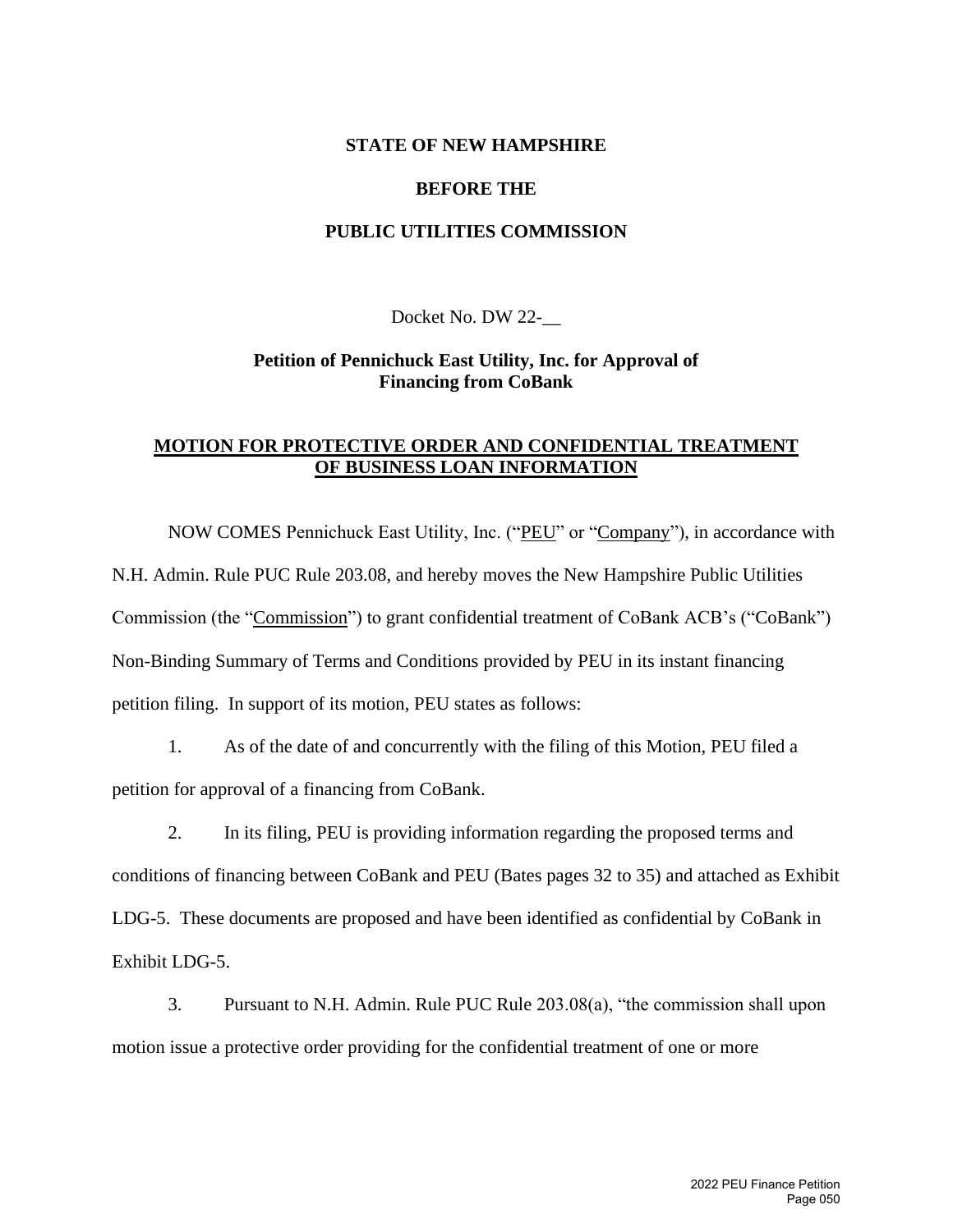**STATE OF NEW HAMPSHIRE**

**BEFORE THE**

**PUBLIC UTILITIES COMMISSION**

Docket No. DW 22-__

**Petition of Pennichuck East Utility, Inc. for Approval of Financing from CoBank**

**MOTION FOR PROTECTIVE ORDER AND CONFIDENTIAL TREATMENT OF BUSINESS LOAN INFORMATION**

NOW COMES Pennichuck East Utility, Inc. ("PEU" or "Company"), in accordance with N.H. Admin. Rule PUC Rule 203.08, and hereby moves the New Hampshire Public Utilities Commission (the "Commission") to grant confidential treatment of CoBank ACB's ("CoBank") Non-Binding Summary of Terms and Conditions provided by PEU in its instant financing petition filing. In support of its motion, PEU states as follows:

1. As of the date of and concurrently with the filing of this Motion, PEU filed a petition for approval of a financing from CoBank.

2. In its filing, PEU is providing information regarding the proposed terms and conditions of financing between CoBank and PEU (Bates pages 32 to 35) and attached as Exhibit LDG-5. These documents are proposed and have been identified as confidential by CoBank in Exhibit LDG-5.

3. Pursuant to N.H. Admin. Rule PUC Rule 203.08(a), "the commission shall upon motion issue a protective order providing for the confidential treatment of one or more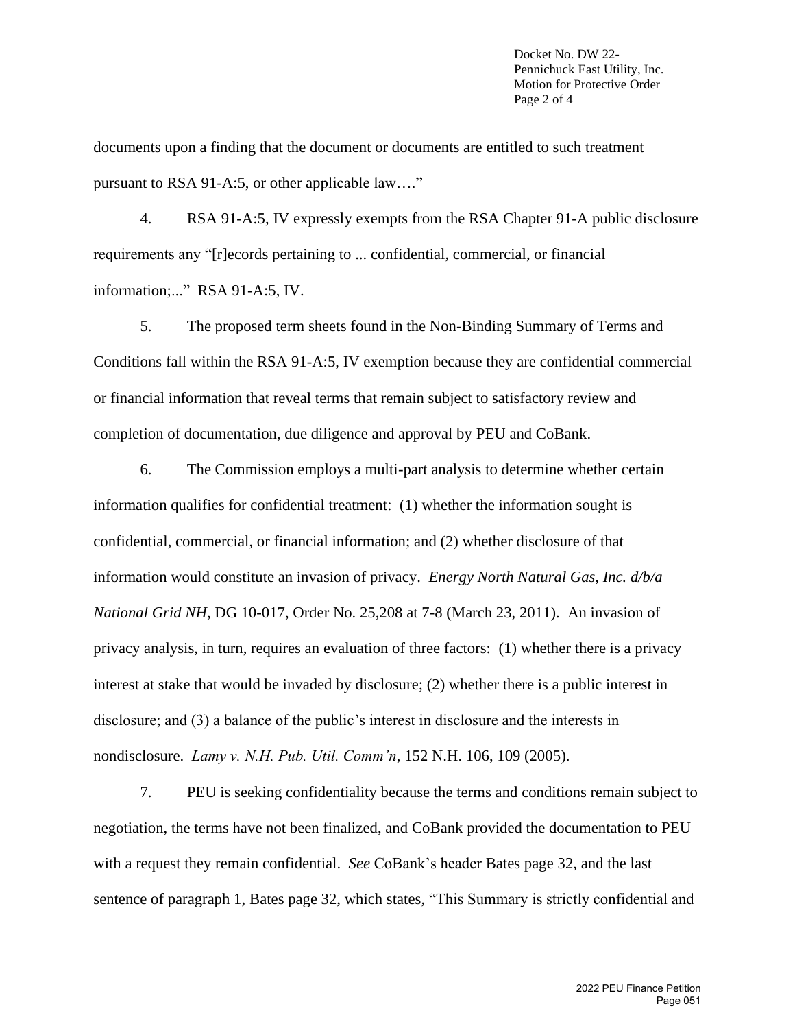documents upon a finding that the document or documents are entitled to such treatment pursuant to RSA 91-A:5, or other applicable law…."

4. RSA 91-A:5, IV expressly exempts from the RSA Chapter 91-A public disclosure requirements any "[r]ecords pertaining to ... confidential, commercial, or financial information;..." RSA 91-A:5, IV.

5. The proposed term sheets found in the Non-Binding Summary of Terms and Conditions fall within the RSA 91-A:5, IV exemption because they are confidential commercial or financial information that reveal terms that remain subject to satisfactory review and completion of documentation, due diligence and approval by PEU and CoBank.

6. The Commission employs a multi-part analysis to determine whether certain information qualifies for confidential treatment: (1) whether the information sought is confidential, commercial, or financial information; and (2) whether disclosure of that information would constitute an invasion of privacy. *Energy North Natural Gas, Inc. d/b/a National Grid NH*, DG 10-017, Order No. 25,208 at 7-8 (March 23, 2011). An invasion of privacy analysis, in turn, requires an evaluation of three factors: (1) whether there is a privacy interest at stake that would be invaded by disclosure; (2) whether there is a public interest in disclosure; and (3) a balance of the public's interest in disclosure and the interests in nondisclosure. *Lamy v. N.H. Pub. Util. Comm'n*, 152 N.H. 106, 109 (2005).

7. PEU is seeking confidentiality because the terms and conditions remain subject to negotiation, the terms have not been finalized, and CoBank provided the documentation to PEU with a request they remain confidential. *See* CoBank's header Bates page 32, and the last sentence of paragraph 1, Bates page 32, which states, "This Summary is strictly confidential and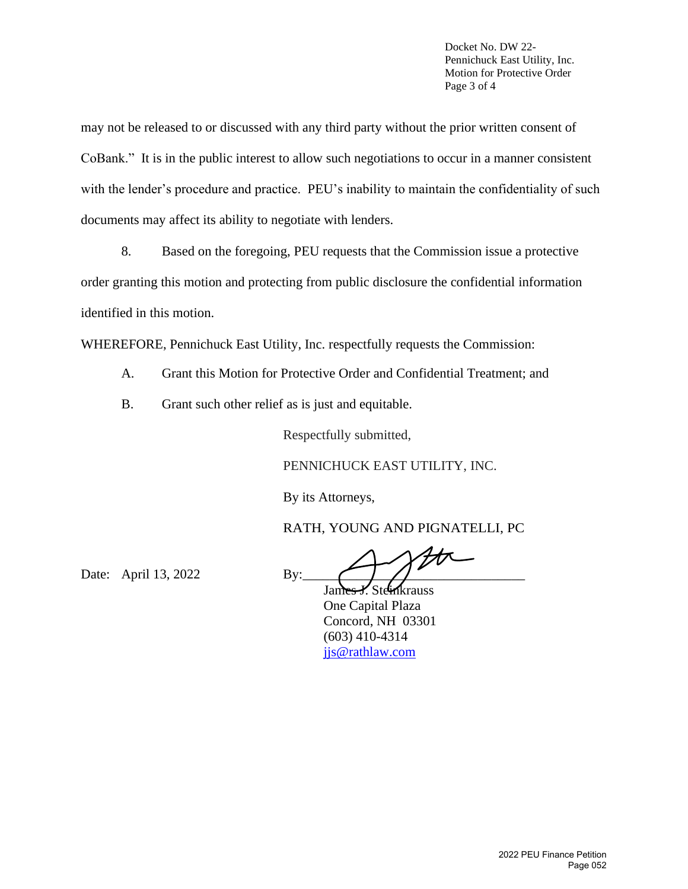may not be released to or discussed with any third party without the prior written consent of CoBank." It is in the public interest to allow such negotiations to occur in a manner consistent with the lender's procedure and practice. PEU's inability to maintain the confidentiality of such documents may affect its ability to negotiate with lenders.

8. Based on the foregoing, PEU requests that the Commission issue a protective order granting this motion and protecting from public disclosure the confidential information identified in this motion.

WHEREFORE, Pennichuck East Utility, Inc. respectfully requests the Commission:

A. Grant this Motion for Protective Order and Confidential Treatment; and

B. Grant such other relief as is just and equitable.

Respectfully submitted,

PENNICHUCK EAST UTILITY, INC.

By its Attorneys,

RATH, YOUNG AND PIGNATELLI, PC

Date: April 13, 2022

By:\_\_\_\_\_\_\_\_\_\_\_\_\_\_\_\_\_\_\_\_\_\_\_\_\_\_\_\_\_\_
James J. Steinkrauss
One Capital Plaza
Concord, NH 03301
(603) 410-4314
jjs@rathlaw.com

2022 PEU Finance Petition
Page 052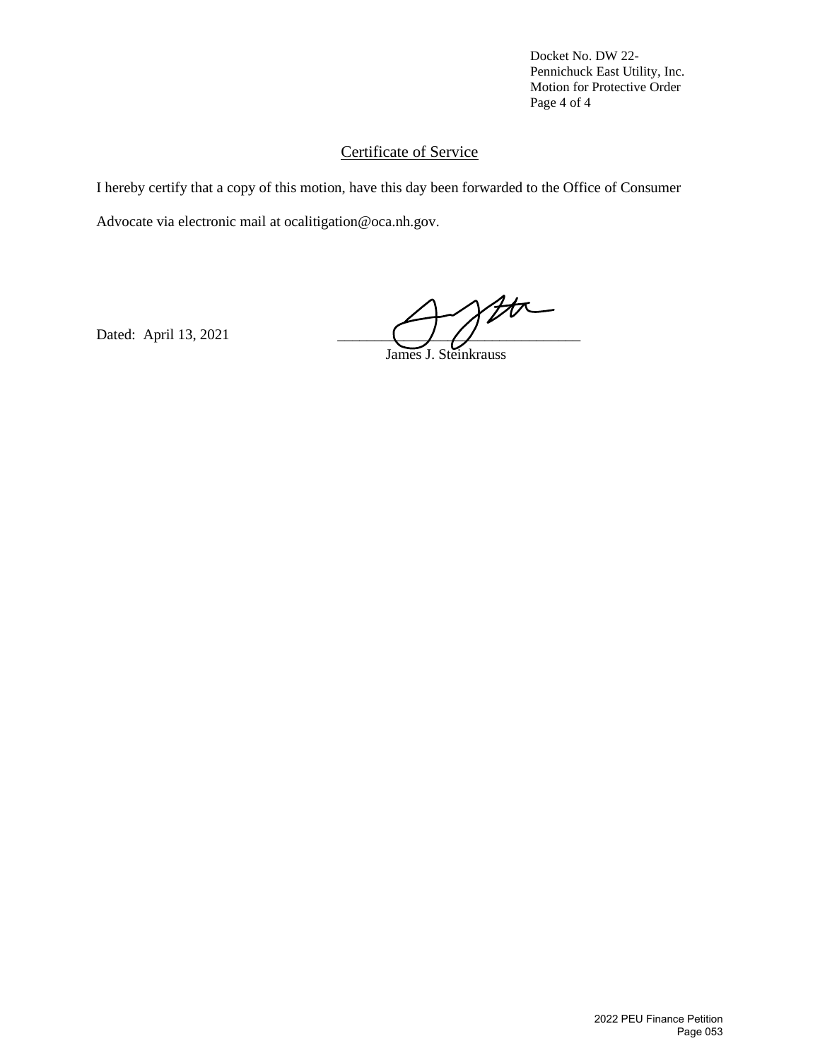## Certificate of Service

I hereby certify that a copy of this motion, have this day been forwarded to the Office of Consumer Advocate via electronic mail at ocalitigation@oca.nh.gov.

Dated: April 13, 2021

\_\_\_\_\_\_\_\_\_\_\_\_\_\_\_\_\_\_\_\_\_\_\_\_\_\_\_\_\_\_\_\_

James J. Steinkrauss